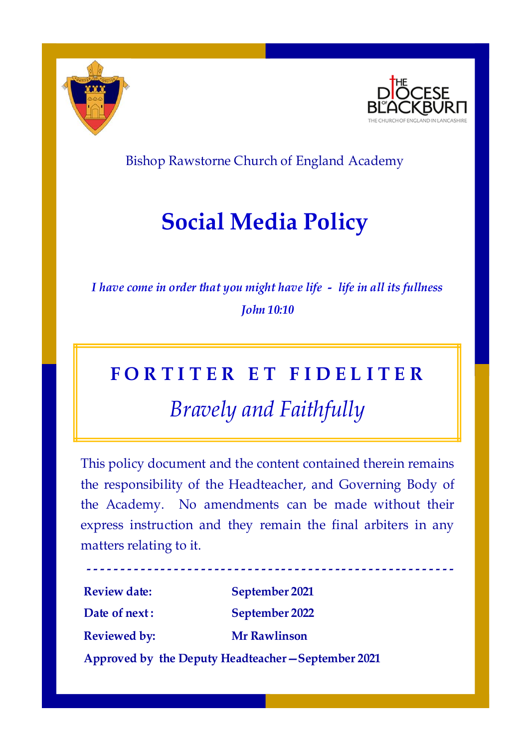Bishop Rawstorne Church of England Academy

# Social Media Policy

*I have come in order that you might have life - life in all its fullness*

*John 10:10*

**FORTITER ET FIDELITER**

*Bravely and Faithfully*

This policy document and the content contained therein remains the responsibility of the Headteacher, and Governing Body of the Academy. No amendments can be made without their express instruction and they remain the final arbiters in any matters relating to it.

---

| | |
|---|---|
| **Review date:** | **September 2021** |
| **Date of next:** | **September 2022** |
| **Reviewed by:** | **Mr Rawlinson** |

**Approved by the Deputy Headteacher—September 2021**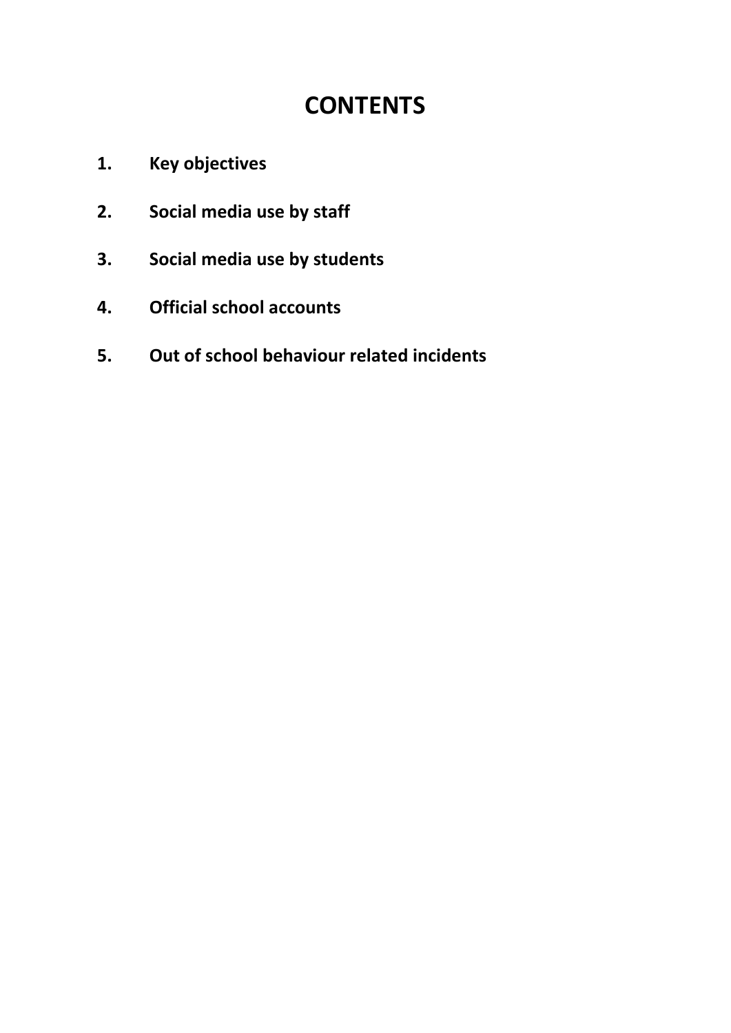# CONTENTS

1. **Key objectives**
2. **Social media use by staff**
3. **Social media use by students**
4. **Official school accounts**
5. **Out of school behaviour related incidents**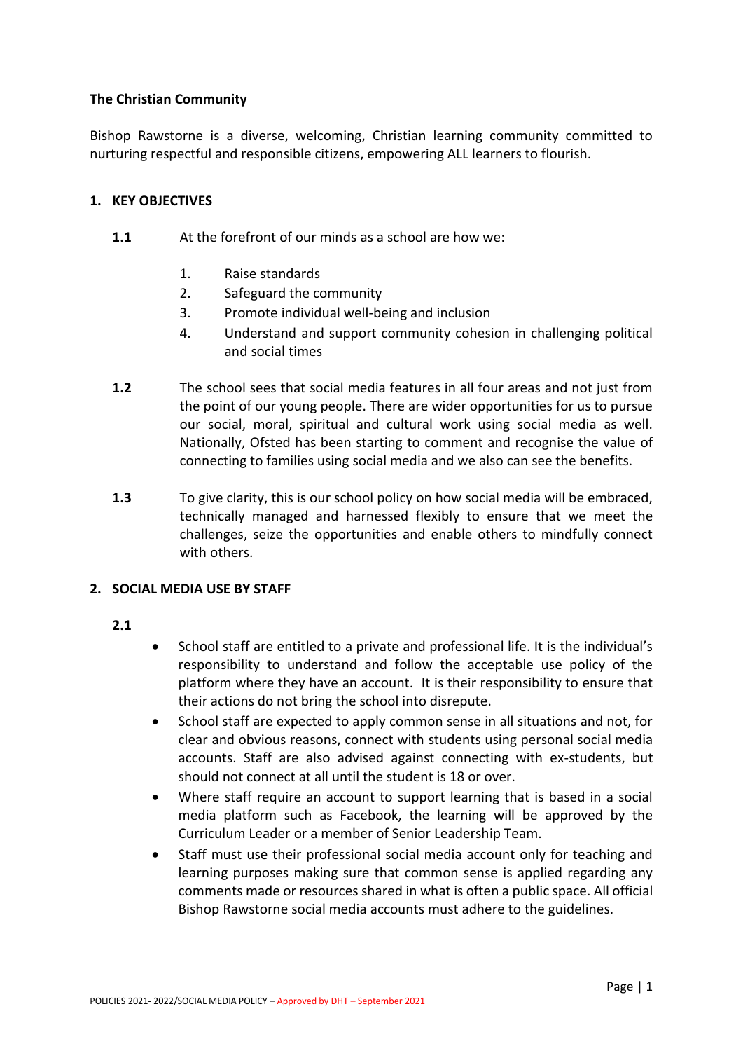**The Christian Community**

Bishop Rawstorne is a diverse, welcoming, Christian learning community committed to nurturing respectful and responsible citizens, empowering ALL learners to flourish.

## 1. KEY OBJECTIVES

**1.1** At the forefront of our minds as a school are how we:

1. Raise standards
2. Safeguard the community
3. Promote individual well-being and inclusion
4. Understand and support community cohesion in challenging political and social times

**1.2** The school sees that social media features in all four areas and not just from the point of our young people. There are wider opportunities for us to pursue our social, moral, spiritual and cultural work using social media as well. Nationally, Ofsted has been starting to comment and recognise the value of connecting to families using social media and we also can see the benefits.

**1.3** To give clarity, this is our school policy on how social media will be embraced, technically managed and harnessed flexibly to ensure that we meet the challenges, seize the opportunities and enable others to mindfully connect with others.

## 2. SOCIAL MEDIA USE BY STAFF

**2.1**

- School staff are entitled to a private and professional life. It is the individual's responsibility to understand and follow the acceptable use policy of the platform where they have an account. It is their responsibility to ensure that their actions do not bring the school into disrepute.
- School staff are expected to apply common sense in all situations and not, for clear and obvious reasons, connect with students using personal social media accounts. Staff are also advised against connecting with ex-students, but should not connect at all until the student is 18 or over.
- Where staff require an account to support learning that is based in a social media platform such as Facebook, the learning will be approved by the Curriculum Leader or a member of Senior Leadership Team.
- Staff must use their professional social media account only for teaching and learning purposes making sure that common sense is applied regarding any comments made or resources shared in what is often a public space. All official Bishop Rawstorne social media accounts must adhere to the guidelines.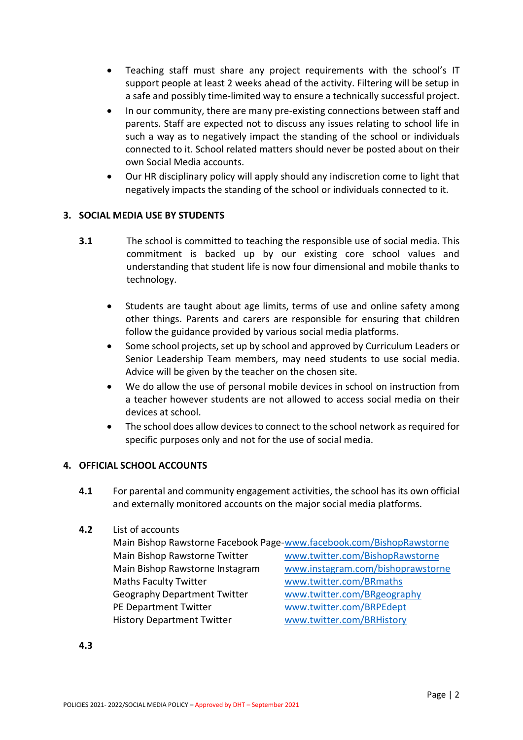- Teaching staff must share any project requirements with the school's IT support people at least 2 weeks ahead of the activity. Filtering will be setup in a safe and possibly time-limited way to ensure a technically successful project.
- In our community, there are many pre-existing connections between staff and parents. Staff are expected not to discuss any issues relating to school life in such a way as to negatively impact the standing of the school or individuals connected to it. School related matters should never be posted about on their own Social Media accounts.
- Our HR disciplinary policy will apply should any indiscretion come to light that negatively impacts the standing of the school or individuals connected to it.

## 3. SOCIAL MEDIA USE BY STUDENTS

**3.1** The school is committed to teaching the responsible use of social media. This commitment is backed up by our existing core school values and understanding that student life is now four dimensional and mobile thanks to technology.

- Students are taught about age limits, terms of use and online safety among other things. Parents and carers are responsible for ensuring that children follow the guidance provided by various social media platforms.
- Some school projects, set up by school and approved by Curriculum Leaders or Senior Leadership Team members, may need students to use social media. Advice will be given by the teacher on the chosen site.
- We do allow the use of personal mobile devices in school on instruction from a teacher however students are not allowed to access social media on their devices at school.
- The school does allow devices to connect to the school network as required for specific purposes only and not for the use of social media.

## 4. OFFICIAL SCHOOL ACCOUNTS

**4.1** For parental and community engagement activities, the school has its own official and externally monitored accounts on the major social media platforms.

**4.2** List of accounts

| | |
|---|---|
| Main Bishop Rawstorne Facebook Page- | www.facebook.com/BishopRawstorne |
| Main Bishop Rawstorne Twitter | www.twitter.com/BishopRawstorne |
| Main Bishop Rawstorne Instagram | www.instagram.com/bishoprawstorne |
| Maths Faculty Twitter | www.twitter.com/BRmaths |
| Geography Department Twitter | www.twitter.com/BRgeography |
| PE Department Twitter | www.twitter.com/BRPEdept |
| History Department Twitter | www.twitter.com/BRHistory |

**4.3**

POLICIES 2021- 2022/SOCIAL MEDIA POLICY – Approved by DHT – September 2021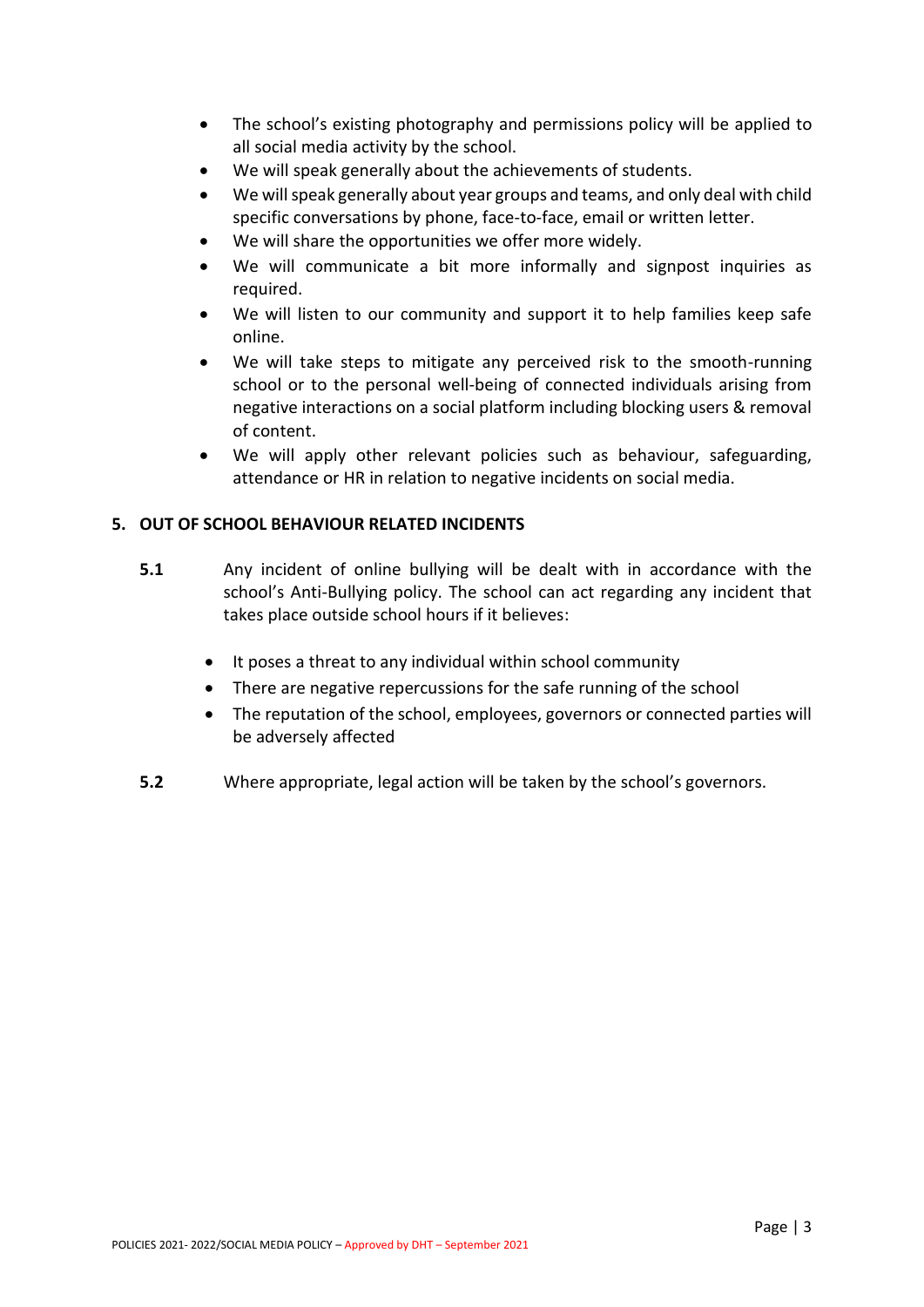- The school's existing photography and permissions policy will be applied to all social media activity by the school.
- We will speak generally about the achievements of students.
- We will speak generally about year groups and teams, and only deal with child specific conversations by phone, face-to-face, email or written letter.
- We will share the opportunities we offer more widely.
- We will communicate a bit more informally and signpost inquiries as required.
- We will listen to our community and support it to help families keep safe online.
- We will take steps to mitigate any perceived risk to the smooth-running school or to the personal well-being of connected individuals arising from negative interactions on a social platform including blocking users & removal of content.
- We will apply other relevant policies such as behaviour, safeguarding, attendance or HR in relation to negative incidents on social media.

## 5. OUT OF SCHOOL BEHAVIOUR RELATED INCIDENTS

**5.1** Any incident of online bullying will be dealt with in accordance with the school's Anti-Bullying policy. The school can act regarding any incident that takes place outside school hours if it believes:

- It poses a threat to any individual within school community
- There are negative repercussions for the safe running of the school
- The reputation of the school, employees, governors or connected parties will be adversely affected

**5.2** Where appropriate, legal action will be taken by the school's governors.